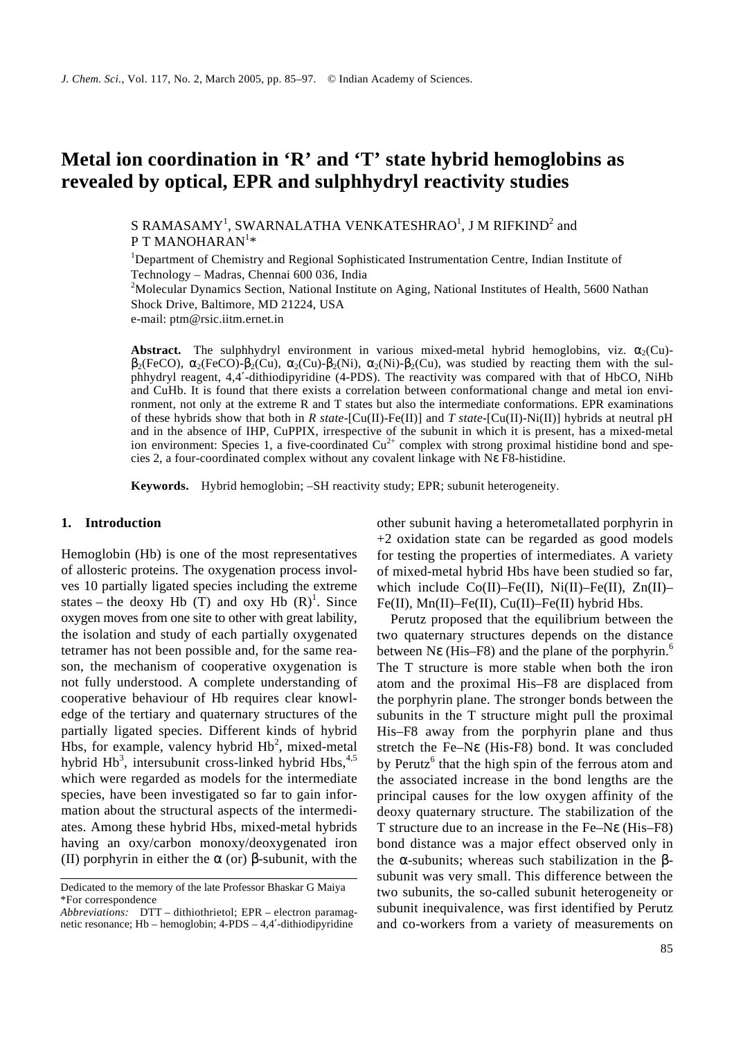# Metal ion coordination in 'R' and 'T' state hybrid hemoglobins as revealed by optical, EPR and sulphhydryl reactivity studies

S RAMASAMY[1], SWARNALATHA VENKATESHRAO[1], J M RIFKIND[2] and P T MANOHARAN[1]*

[1]Department of Chemistry and Regional Sophisticated Instrumentation Centre, Indian Institute of Technology – Madras, Chennai 600 036, India

[2]Molecular Dynamics Section, National Institute on Aging, National Institutes of Health, 5600 Nathan Shock Drive, Baltimore, MD 21224, USA

e-mail: ptm@rsic.iitm.ernet.in

**Abstract.** The sulphhydryl environment in various mixed-metal hybrid hemoglobins, viz. $\alpha_2$(Cu)-$\beta_2$(FeCO), $\alpha_2$(FeCO)-$\beta_2$(Cu), $\alpha_2$(Cu)-$\beta_2$(Ni), $\alpha_2$(Ni)-$\beta_2$(Cu), was studied by reacting them with the sulphhydryl reagent, 4,4′-dithiodipyridine (4-PDS). The reactivity was compared with that of HbCO, NiHb and CuHb. It is found that there exists a correlation between conformational change and metal ion environment, not only at the extreme R and T states but also the intermediate conformations. EPR examinations of these hybrids show that both in *R state*-[Cu(II)-Fe(II)] and *T state*-[Cu(II)-Ni(II)] hybrids at neutral pH and in the absence of IHP, CuPPIX, irrespective of the subunit in which it is present, has a mixed-metal ion environment: Species 1, a five-coordinated $Cu^{2+}$ complex with strong proximal histidine bond and species 2, a four-coordinated complex without any covalent linkage with Nε F8-histidine.

**Keywords.** Hybrid hemoglobin; –SH reactivity study; EPR; subunit heterogeneity.

## 1. Introduction

Hemoglobin (Hb) is one of the most representatives of allosteric proteins. The oxygenation process involves 10 partially ligated species including the extreme states – the deoxy Hb (T) and oxy Hb (R)[1]. Since oxygen moves from one site to other with great lability, the isolation and study of each partially oxygenated tetramer has not been possible and, for the same reason, the mechanism of cooperative oxygenation is not fully understood. A complete understanding of cooperative behaviour of Hb requires clear knowledge of the tertiary and quaternary structures of the partially ligated species. Different kinds of hybrid Hbs, for example, valency hybrid Hb[2], mixed-metal hybrid Hb[3], intersubunit cross-linked hybrid Hbs,[4,5] which were regarded as models for the intermediate species, have been investigated so far to gain information about the structural aspects of the intermediates. Among these hybrid Hbs, mixed-metal hybrids having an oxy/carbon monoxy/deoxygenated iron (II) porphyrin in either the α (or) β-subunit, with the other subunit having a heterometallated porphyrin in +2 oxidation state can be regarded as good models for testing the properties of intermediates. A variety of mixed-metal hybrid Hbs have been studied so far, which include Co(II)–Fe(II), Ni(II)–Fe(II), Zn(II)–Fe(II), Mn(II)–Fe(II), Cu(II)–Fe(II) hybrid Hbs.

Perutz proposed that the equilibrium between the two quaternary structures depends on the distance between Nε (His–F8) and the plane of the porphyrin.[6] The T structure is more stable when both the iron atom and the proximal His–F8 are displaced from the porphyrin plane. The stronger bonds between the subunits in the T structure might pull the proximal His–F8 away from the porphyrin plane and thus stretch the Fe–Nε (His-F8) bond. It was concluded by Perutz[6] that the high spin of the ferrous atom and the associated increase in the bond lengths are the principal causes for the low oxygen affinity of the deoxy quaternary structure. The stabilization of the T structure due to an increase in the Fe–Nε (His–F8) bond distance was a major effect observed only in the α-subunits; whereas such stabilization in the β-subunit was very small. This difference between the two subunits, the so-called subunit heterogeneity or subunit inequivalence, was first identified by Perutz and co-workers from a variety of measurements on

---

Dedicated to the memory of the late Professor Bhaskar G Maiya

*For correspondence

*Abbreviations:* DTT – dithiothrietol; EPR – electron paramagnetic resonance; Hb – hemoglobin; 4-PDS – 4,4′-dithiodipyridine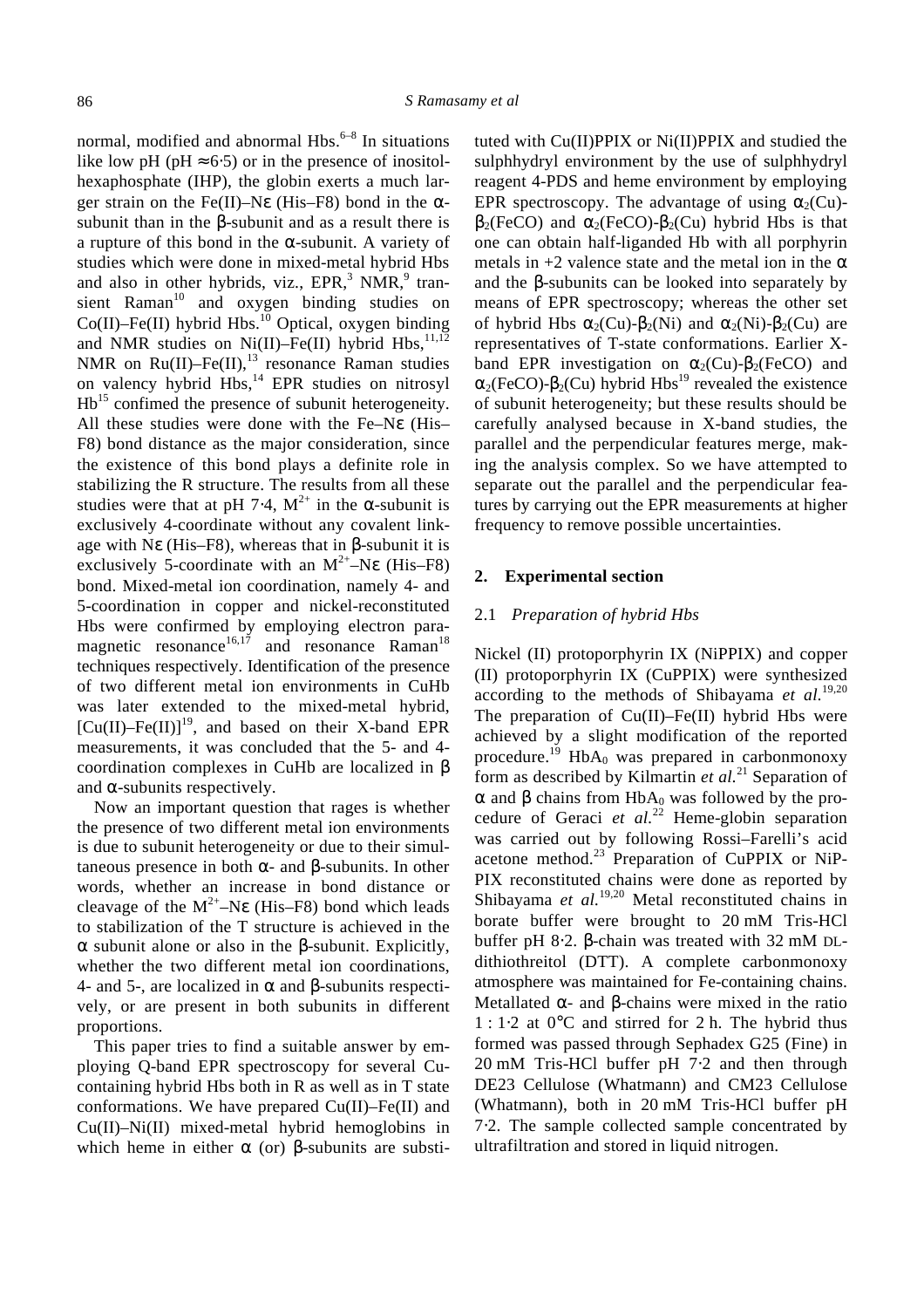normal, modified and abnormal Hbs.[6–8] In situations like low pH (pH ≈ 6·5) or in the presence of inositolhexaphosphate (IHP), the globin exerts a much larger strain on the Fe(II)–Nε (His–F8) bond in the α-subunit than in the β-subunit and as a result there is a rupture of this bond in the α-subunit. A variety of studies which were done in mixed-metal hybrid Hbs and also in other hybrids, viz., EPR,[3] NMR,[9] transient Raman[10] and oxygen binding studies on Co(II)–Fe(II) hybrid Hbs.[10] Optical, oxygen binding and NMR studies on Ni(II)–Fe(II) hybrid Hbs,[11,12] NMR on Ru(II)–Fe(II),[13] resonance Raman studies on valency hybrid Hbs,[14] EPR studies on nitrosyl Hb[15] confimed the presence of subunit heterogeneity. All these studies were done with the Fe–Nε (His–F8) bond distance as the major consideration, since the existence of this bond plays a definite role in stabilizing the R structure. The results from all these studies were that at pH 7·4, $M^{2+}$ in the α-subunit is exclusively 4-coordinate without any covalent linkage with Nε (His–F8), whereas that in β-subunit it is exclusively 5-coordinate with an $M^{2+}$–Nε (His–F8) bond. Mixed-metal ion coordination, namely 4- and 5-coordination in copper and nickel-reconstituted Hbs were confirmed by employing electron paramagnetic resonance[16,17] and resonance Raman[18] techniques respectively. Identification of the presence of two different metal ion environments in CuHb was later extended to the mixed-metal hybrid, [Cu(II)–Fe(II)][19], and based on their X-band EPR measurements, it was concluded that the 5- and 4-coordination complexes in CuHb are localized in β and α-subunits respectively.

Now an important question that rages is whether the presence of two different metal ion environments is due to subunit heterogeneity or due to their simultaneous presence in both α- and β-subunits. In other words, whether an increase in bond distance or cleavage of the $M^{2+}$–Nε (His–F8) bond which leads to stabilization of the T structure is achieved in the α subunit alone or also in the β-subunit. Explicitly, whether the two different metal ion coordinations, 4- and 5-, are localized in α and β-subunits respectively, or are present in both subunits in different proportions.

This paper tries to find a suitable answer by employing Q-band EPR spectroscopy for several Cu-containing hybrid Hbs both in R as well as in T state conformations. We have prepared Cu(II)–Fe(II) and Cu(II)–Ni(II) mixed-metal hybrid hemoglobins in which heme in either α (or) β-subunits are substituted with Cu(II)PPIX or Ni(II)PPIX and studied the sulphhydryl environment by the use of sulphhydryl reagent 4-PDS and heme environment by employing EPR spectroscopy. The advantage of using $\alpha_2$(Cu)-$\beta_2$(FeCO) and $\alpha_2$(FeCO)-$\beta_2$(Cu) hybrid Hbs is that one can obtain half-liganded Hb with all porphyrin metals in +2 valence state and the metal ion in the α and the β-subunits can be looked into separately by means of EPR spectroscopy; whereas the other set of hybrid Hbs $\alpha_2$(Cu)-$\beta_2$(Ni) and $\alpha_2$(Ni)-$\beta_2$(Cu) are representatives of T-state conformations. Earlier X-band EPR investigation on $\alpha_2$(Cu)-$\beta_2$(FeCO) and $\alpha_2$(FeCO)-$\beta_2$(Cu) hybrid Hbs[19] revealed the existence of subunit heterogeneity; but these results should be carefully analysed because in X-band studies, the parallel and the perpendicular features merge, making the analysis complex. So we have attempted to separate out the parallel and the perpendicular features by carrying out the EPR measurements at higher frequency to remove possible uncertainties.

## 2. Experimental section

### 2.1 *Preparation of hybrid Hbs*

Nickel (II) protoporphyrin IX (NiPPIX) and copper (II) protoporphyrin IX (CuPPIX) were synthesized according to the methods of Shibayama *et al.*[19,20] The preparation of Cu(II)–Fe(II) hybrid Hbs were achieved by a slight modification of the reported procedure.[19] $HbA_0$ was prepared in carbonmonoxy form as described by Kilmartin *et al.*[21] Separation of α and β chains from $HbA_0$ was followed by the procedure of Geraci *et al.*[22] Heme-globin separation was carried out by following Rossi–Farelli's acid acetone method.[23] Preparation of CuPPIX or NiPPIX reconstituted chains were done as reported by Shibayama *et al.*[19,20] Metal reconstituted chains in borate buffer were brought to 20 mM Tris-HCl buffer pH 8·2. β-chain was treated with 32 mM DL-dithiothreitol (DTT). A complete carbonmonoxy atmosphere was maintained for Fe-containing chains. Metallated α- and β-chains were mixed in the ratio 1 : 1·2 at 0°C and stirred for 2 h. The hybrid thus formed was passed through Sephadex G25 (Fine) in 20 mM Tris-HCl buffer pH 7·2 and then through DE23 Cellulose (Whatmann) and CM23 Cellulose (Whatmann), both in 20 mM Tris-HCl buffer pH 7·2. The sample collected sample concentrated by ultrafiltration and stored in liquid nitrogen.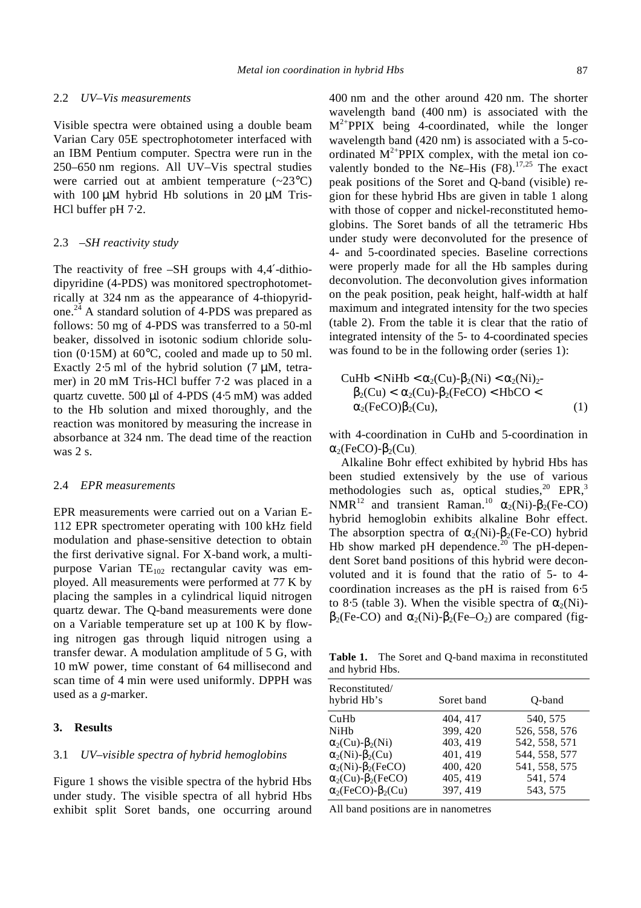### 2.2 *UV–Vis measurements*

Visible spectra were obtained using a double beam Varian Cary 05E spectrophotometer interfaced with an IBM Pentium computer. Spectra were run in the 250–650 nm regions. All UV–Vis spectral studies were carried out at ambient temperature (~23°C) with 100 μM hybrid Hb solutions in 20 μM Tris-HCl buffer pH 7·2.

### 2.3 *–SH reactivity study*

The reactivity of free –SH groups with 4,4′-dithiodipyridine (4-PDS) was monitored spectrophotometrically at 324 nm as the appearance of 4-thiopyridone.[24] A standard solution of 4-PDS was prepared as follows: 50 mg of 4-PDS was transferred to a 50-ml beaker, dissolved in isotonic sodium chloride solution (0·15M) at 60°C, cooled and made up to 50 ml. Exactly 2·5 ml of the hybrid solution (7 μM, tetramer) in 20 mM Tris-HCl buffer 7·2 was placed in a quartz cuvette. 500 μl of 4-PDS (4·5 mM) was added to the Hb solution and mixed thoroughly, and the reaction was monitored by measuring the increase in absorbance at 324 nm. The dead time of the reaction was 2 s.

### 2.4 *EPR measurements*

EPR measurements were carried out on a Varian E-112 EPR spectrometer operating with 100 kHz field modulation and phase-sensitive detection to obtain the first derivative signal. For X-band work, a multipurpose Varian $TE_{102}$ rectangular cavity was employed. All measurements were performed at 77 K by placing the samples in a cylindrical liquid nitrogen quartz dewar. The Q-band measurements were done on a Variable temperature set up at 100 K by flowing nitrogen gas through liquid nitrogen using a transfer dewar. A modulation amplitude of 5 G, with 10 mW power, time constant of 64 millisecond and scan time of 4 min were used uniformly. DPPH was used as a *g*-marker.

## 3. Results

### 3.1 *UV–visible spectra of hybrid hemoglobins*

Figure 1 shows the visible spectra of the hybrid Hbs under study. The visible spectra of all hybrid Hbs exhibit split Soret bands, one occurring around 400 nm and the other around 420 nm. The shorter wavelength band (400 nm) is associated with the $M^{2+}$PPIX being 4-coordinated, while the longer wavelength band (420 nm) is associated with a 5-coordinated $M^{2+}$PPIX complex, with the metal ion covalently bonded to the Nε–His (F8).[17,25] The exact peak positions of the Soret and Q-band (visible) region for these hybrid Hbs are given in table 1 along with those of copper and nickel-reconstituted hemoglobins. The Soret bands of all the tetrameric Hbs under study were deconvoluted for the presence of 4- and 5-coordinated species. Baseline corrections were properly made for all the Hb samples during deconvolution. The deconvolution gives information on the peak position, peak height, half-width at half maximum and integrated intensity for the two species (table 2). From the table it is clear that the ratio of integrated intensity of the 5- to 4-coordinated species was found to be in the following order (series 1):

$$\text{CuHb} < \text{NiHb} < \alpha_2(\text{Cu})\text{-}\beta_2(\text{Ni}) < \alpha_2(\text{Ni})_2\text{-}\beta_2(\text{Cu}) < \alpha_2(\text{Cu})\text{-}\beta_2(\text{FeCO}) < \text{HbCO} < \alpha_2(\text{FeCO})\beta_2(\text{Cu}), \quad (1)$$

with 4-coordination in CuHb and 5-coordination in $\alpha_2$(FeCO)-$\beta_2$(Cu).

Alkaline Bohr effect exhibited by hybrid Hbs has been studied extensively by the use of various methodologies such as, optical studies,[20] EPR,[3] NMR[12] and transient Raman.[10] $\alpha_2$(Ni)-$\beta_2$(Fe-CO) hybrid hemoglobin exhibits alkaline Bohr effect. The absorption spectra of $\alpha_2$(Ni)-$\beta_2$(Fe-CO) hybrid Hb show marked pH dependence.[20] The pH-dependent Soret band positions of this hybrid were deconvoluted and it is found that the ratio of 5- to 4-coordination increases as the pH is raised from 6·5 to 8·5 (table 3). When the visible spectra of $\alpha_2$(Ni)-$\beta_2$(Fe-CO) and $\alpha_2$(Ni)-$\beta_2$(Fe–$O_2$) are compared (fig-

**Table 1.** The Soret and Q-band maxima in reconstituted and hybrid Hbs.

| Reconstituted/ hybrid Hb's | Soret band | Q-band |
|---|---|---|
| CuHb | 404, 417 | 540, 575 |
| NiHb | 399, 420 | 526, 558, 576 |
| $\alpha_2$(Cu)-$\beta_2$(Ni) | 403, 419 | 542, 558, 571 |
| $\alpha_2$(Ni)-$\beta_2$(Cu) | 401, 419 | 544, 558, 577 |
| $\alpha_2$(Ni)-$\beta_2$(FeCO) | 400, 420 | 541, 558, 575 |
| $\alpha_2$(Cu)-$\beta_2$(FeCO) | 405, 419 | 541, 574 |
| $\alpha_2$(FeCO)-$\beta_2$(Cu) | 397, 419 | 543, 575 |

All band positions are in nanometres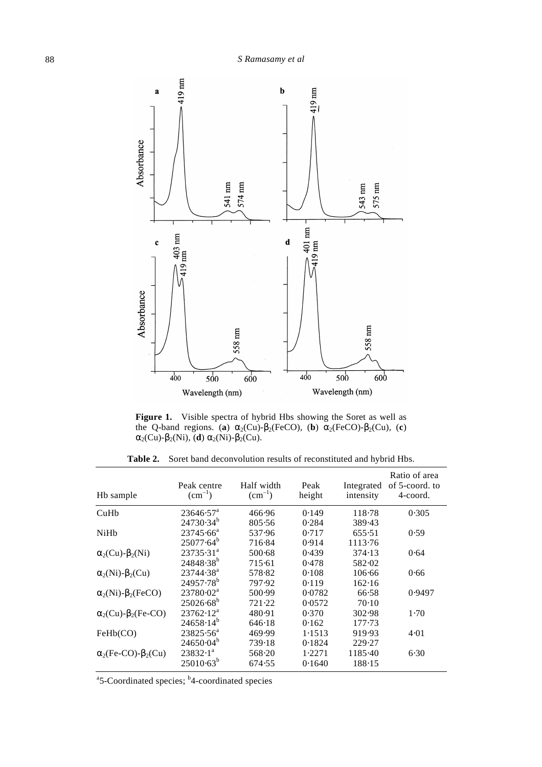**Figure 1.** Visible spectra of hybrid Hbs showing the Soret as well as the Q-band regions. (**a**) $\alpha_2$(Cu)-$\beta_2$(FeCO), (**b**) $\alpha_2$(FeCO)-$\beta_2$(Cu), (**c**) $\alpha_2$(Cu)-$\beta_2$(Ni), (**d**) $\alpha_2$(Ni)-$\beta_2$(Cu).

**Table 2.** Soret band deconvolution results of reconstituted and hybrid Hbs.

| Hb sample | Peak centre ($cm^{-1}$) | Half width ($cm^{-1}$) | Peak height | Integrated intensity | Ratio of area of 5-coord. to 4-coord. |
|---|---|---|---|---|---|
| CuHb | 23646·57[a] | 466·96 | 0·149 | 118·78 | 0·305 |
| | 24730·34[b] | 805·56 | 0·284 | 389·43 | |
| NiHb | 23745·66[a] | 537·96 | 0·717 | 655·51 | 0·59 |
| | 25077·64[b] | 716·84 | 0·914 | 1113·76 | |
| $\alpha_2$(Cu)-$\beta_2$(Ni) | 23735·31[a] | 500·68 | 0·439 | 374·13 | 0·64 |
| | 24848·38[b] | 715·61 | 0·478 | 582·02 | |
| $\alpha_2$(Ni)-$\beta_2$(Cu) | 23744·38[a] | 578·82 | 0·108 | 106·66 | 0·66 |
| | 24957·78[b] | 797·92 | 0·119 | 162·16 | |
| $\alpha_2$(Ni)-$\beta_2$(FeCO) | 23780·02[a] | 500·99 | 0·0782 | 66·58 | 0·9497 |
| | 25026·68[b] | 721·22 | 0·0572 | 70·10 | |
| $\alpha_2$(Cu)-$\beta_2$(Fe-CO) | 23762·12[a] | 480·91 | 0·370 | 302·98 | 1·70 |
| | 24658·14[b] | 646·18 | 0·162 | 177·73 | |
| FeHb(CO) | 23825·56[a] | 469·99 | 1·1513 | 919·93 | 4·01 |
| | 24650·04[b] | 739·18 | 0·1824 | 229·27 | |
| $\alpha_2$(Fe-CO)-$\beta_2$(Cu) | 23832·1[a] | 568·20 | 1·2271 | 1185·40 | 6·30 |
| | 25010·63[b] | 674·55 | 0·1640 | 188·15 | |

[a]5-Coordinated species; [b]4-coordinated species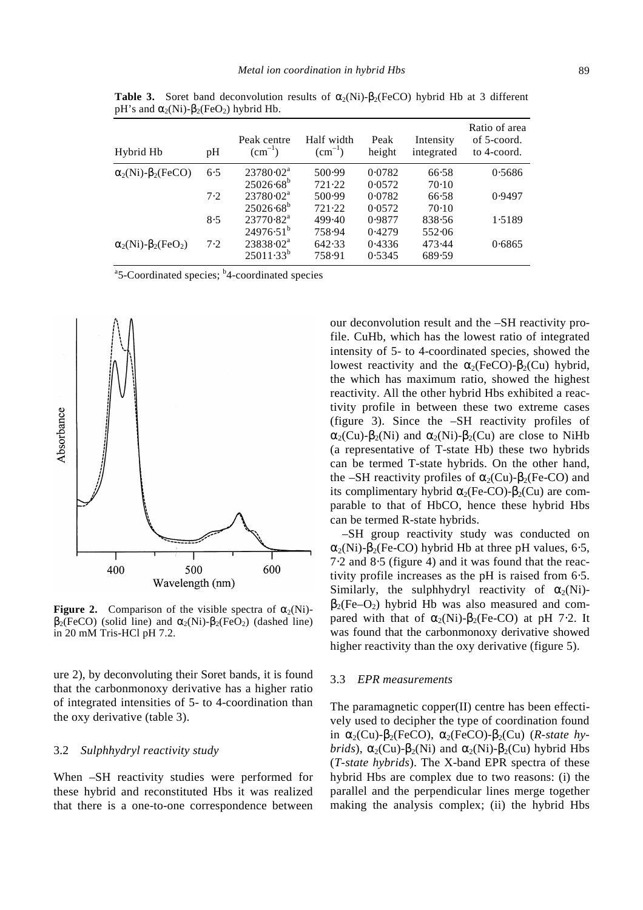**Table 3.** Soret band deconvolution results of $\alpha_2$(Ni)-$\beta_2$(FeCO) hybrid Hb at 3 different pH's and $\alpha_2$(Ni)-$\beta_2$(FeO$_2$) hybrid Hb.

| Hybrid Hb | pH | Peak centre ($cm^{-1}$) | Half width ($cm^{-1}$) | Peak height | Intensity integrated | Ratio of area of 5-coord. to 4-coord. |
|---|---|---|---|---|---|---|
| $\alpha_2$(Ni)-$\beta_2$(FeCO) | 6·5 | 23780·02[a] | 500·99 | 0·0782 | 66·58 | 0·5686 |
| | | 25026·68[b] | 721·22 | 0·0572 | 70·10 | |
| | 7·2 | 23780·02[a] | 500·99 | 0·0782 | 66·58 | 0·9497 |
| | | 25026·68[b] | 721·22 | 0·0572 | 70·10 | |
| | 8·5 | 23770·82[a] | 499·40 | 0·9877 | 838·56 | 1·5189 |
| | | 24976·51[b] | 758·94 | 0·4279 | 552·06 | |
| $\alpha_2$(Ni)-$\beta_2$(FeO$_2$) | 7·2 | 23838·02[a] | 642·33 | 0·4336 | 473·44 | 0·6865 |
| | | 25011·33[b] | 758·91 | 0·5345 | 689·59 | |

[a]5-Coordinated species; [b]4-coordinated species

**Figure 2.** Comparison of the visible spectra of $\alpha_2$(Ni)-$\beta_2$(FeCO) (solid line) and $\alpha_2$(Ni)-$\beta_2$(FeO$_2$) (dashed line) in 20 mM Tris-HCl pH 7.2.

ure 2), by deconvoluting their Soret bands, it is found that the carbonmonoxy derivative has a higher ratio of integrated intensities of 5- to 4-coordination than the oxy derivative (table 3).

### 3.2 *Sulphhydryl reactivity study*

When –SH reactivity studies were performed for these hybrid and reconstituted Hbs it was realized that there is a one-to-one correspondence between our deconvolution result and the –SH reactivity profile. CuHb, which has the lowest ratio of integrated intensity of 5- to 4-coordinated species, showed the lowest reactivity and the $\alpha_2$(FeCO)-$\beta_2$(Cu) hybrid, the which has maximum ratio, showed the highest reactivity. All the other hybrid Hbs exhibited a reactivity profile in between these two extreme cases (figure 3). Since the –SH reactivity profiles of $\alpha_2$(Cu)-$\beta_2$(Ni) and $\alpha_2$(Ni)-$\beta_2$(Cu) are close to NiHb (a representative of T-state Hb) these two hybrids can be termed T-state hybrids. On the other hand, the –SH reactivity profiles of $\alpha_2$(Cu)-$\beta_2$(Fe-CO) and its complimentary hybrid $\alpha_2$(Fe-CO)-$\beta_2$(Cu) are comparable to that of HbCO, hence these hybrid Hbs can be termed R-state hybrids.

–SH group reactivity study was conducted on $\alpha_2$(Ni)-$\beta_2$(Fe-CO) hybrid Hb at three pH values, 6·5, 7·2 and 8·5 (figure 4) and it was found that the reactivity profile increases as the pH is raised from 6·5. Similarly, the sulphhydryl reactivity of $\alpha_2$(Ni)-$\beta_2$(Fe–O$_2$) hybrid Hb was also measured and compared with that of $\alpha_2$(Ni)-$\beta_2$(Fe-CO) at pH 7·2. It was found that the carbonmonoxy derivative showed higher reactivity than the oxy derivative (figure 5).

### 3.3 *EPR measurements*

The paramagnetic copper(II) centre has been effectively used to decipher the type of coordination found in $\alpha_2$(Cu)-$\beta_2$(FeCO), $\alpha_2$(FeCO)-$\beta_2$(Cu) (*R-state hybrids*), $\alpha_2$(Cu)-$\beta_2$(Ni) and $\alpha_2$(Ni)-$\beta_2$(Cu) hybrid Hbs (*T-state hybrids*). The X-band EPR spectra of these hybrid Hbs are complex due to two reasons: (i) the parallel and the perpendicular lines merge together making the analysis complex; (ii) the hybrid Hbs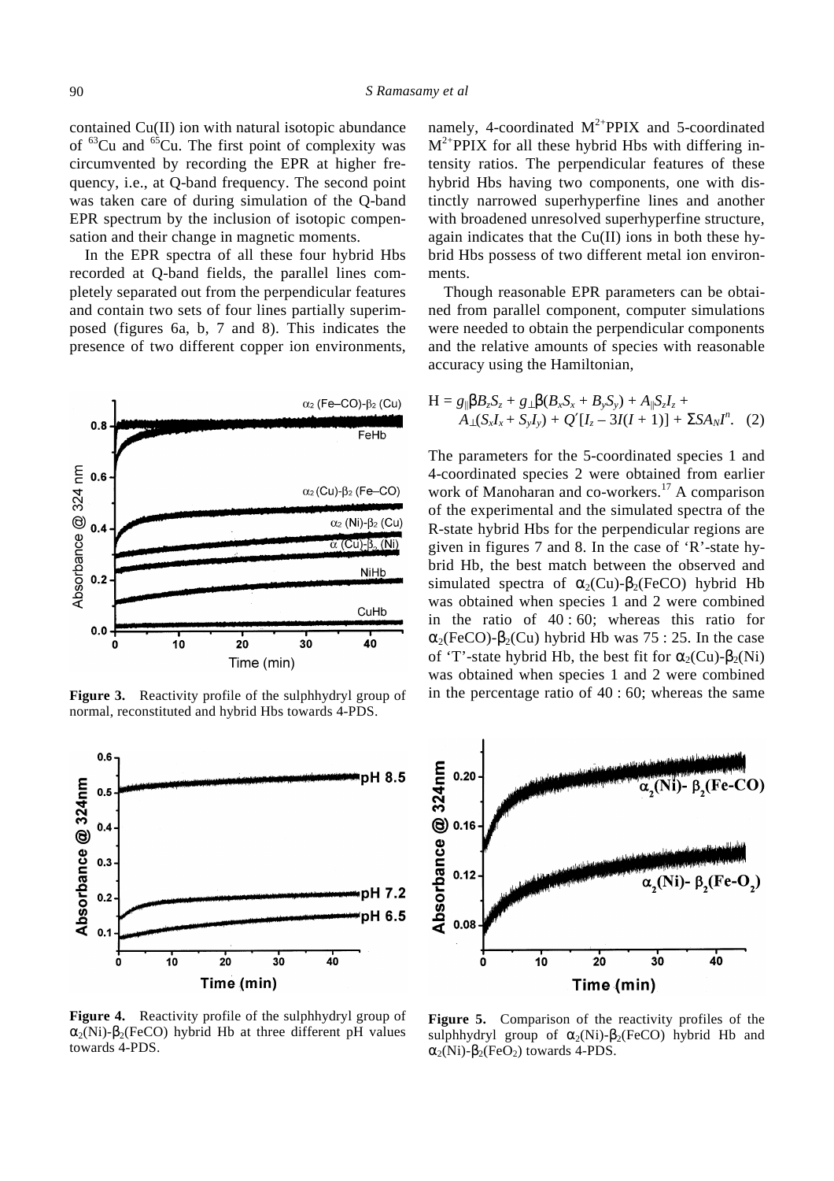contained Cu(II) ion with natural isotopic abundance of $^{63}$Cu and $^{65}$Cu. The first point of complexity was circumvented by recording the EPR at higher frequency, i.e., at Q-band frequency. The second point was taken care of during simulation of the Q-band EPR spectrum by the inclusion of isotopic compensation and their change in magnetic moments.

In the EPR spectra of all these four hybrid Hbs recorded at Q-band fields, the parallel lines completely separated out from the perpendicular features and contain two sets of four lines partially superimposed (figures 6a, b, 7 and 8). This indicates the presence of two different copper ion environments, namely, 4-coordinated $M^{2+}$PPIX and 5-coordinated $M^{2+}$PPIX for all these hybrid Hbs with differing intensity ratios. The perpendicular features of these hybrid Hbs having two components, one with distinctly narrowed superhyperfine lines and another with broadened unresolved superhyperfine structure, again indicates that the Cu(II) ions in both these hybrid Hbs possess of two different metal ion environments.

Though reasonable EPR parameters can be obtained from parallel component, computer simulations were needed to obtain the perpendicular components and the relative amounts of species with reasonable accuracy using the Hamiltonian,

$$H = g_{\parallel}\beta B_z S_z + g_{\perp}\beta(B_x S_x + B_y S_y) + A_{\parallel} S_z I_z + A_{\perp}(S_x I_x + S_y I_y) + Q'[I_z - 3I(I+1)] + \Sigma S A_N I^n. \quad (2)$$

The parameters for the 5-coordinated species 1 and 4-coordinated species 2 were obtained from earlier work of Manoharan and co-workers.[17] A comparison of the experimental and the simulated spectra of the R-state hybrid Hbs for the perpendicular regions are given in figures 7 and 8. In the case of 'R'-state hybrid Hb, the best match between the observed and simulated spectra of $\alpha_2$(Cu)-$\beta_2$(FeCO) hybrid Hb was obtained when species 1 and 2 were combined in the ratio of 40 : 60; whereas this ratio for $\alpha_2$(FeCO)-$\beta_2$(Cu) hybrid Hb was 75 : 25. In the case of 'T'-state hybrid Hb, the best fit for $\alpha_2$(Cu)-$\beta_2$(Ni) was obtained when species 1 and 2 were combined in the percentage ratio of 40 : 60; whereas the same

**Figure 3.** Reactivity profile of the sulphhydryl group of normal, reconstituted and hybrid Hbs towards 4-PDS.

**Figure 4.** Reactivity profile of the sulphhydryl group of $\alpha_2$(Ni)-$\beta_2$(FeCO) hybrid Hb at three different pH values towards 4-PDS.

**Figure 5.** Comparison of the reactivity profiles of the sulphhydryl group of $\alpha_2$(Ni)-$\beta_2$(FeCO) hybrid Hb and $\alpha_2$(Ni)-$\beta_2$(FeO$_2$) towards 4-PDS.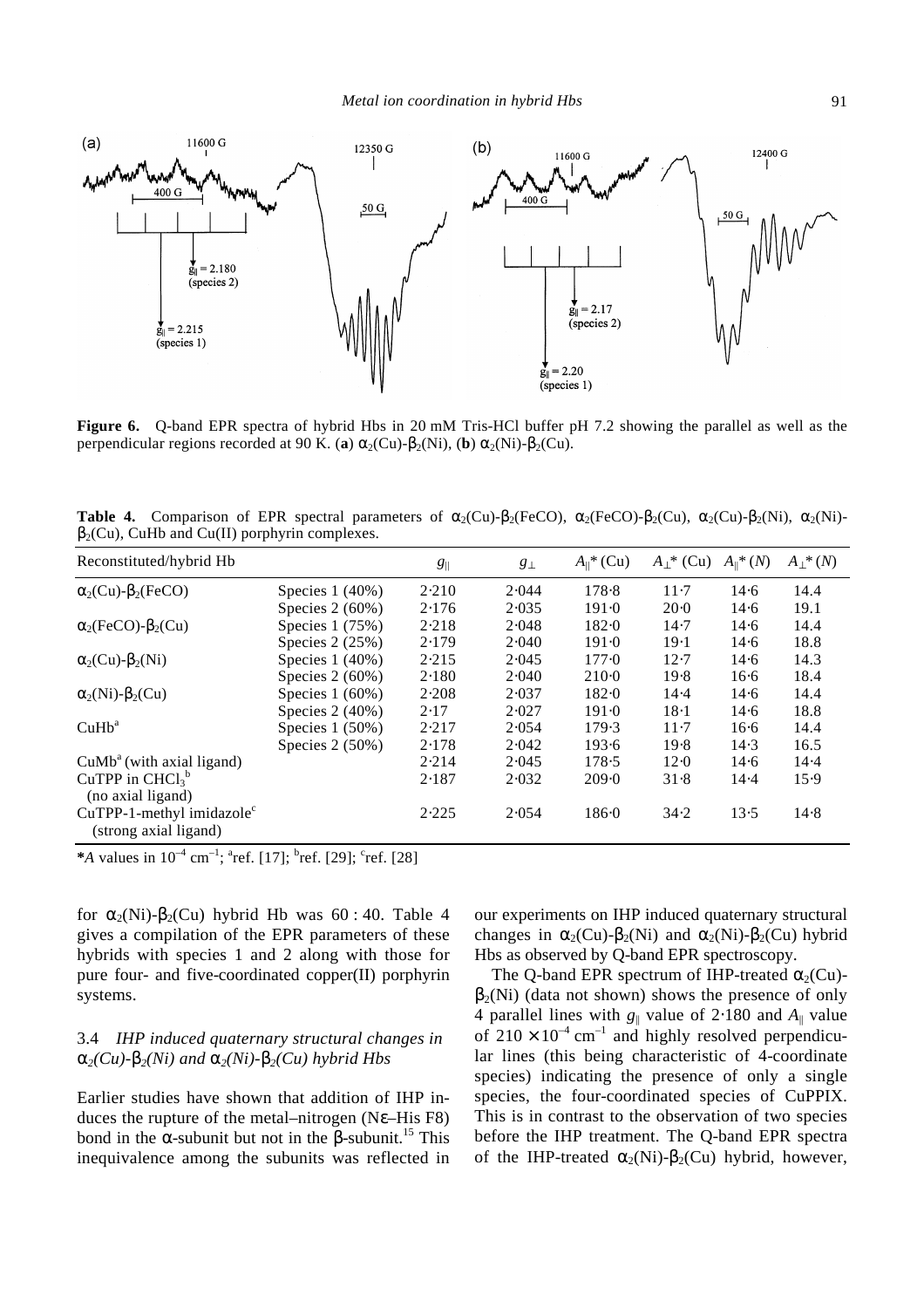**Figure 6.** Q-band EPR spectra of hybrid Hbs in 20 mM Tris-HCl buffer pH 7.2 showing the parallel as well as the perpendicular regions recorded at 90 K. (**a**) $\alpha_2$(Cu)-$\beta_2$(Ni), (**b**) $\alpha_2$(Ni)-$\beta_2$(Cu).

**Table 4.** Comparison of EPR spectral parameters of $\alpha_2$(Cu)-$\beta_2$(FeCO), $\alpha_2$(FeCO)-$\beta_2$(Cu), $\alpha_2$(Cu)-$\beta_2$(Ni), $\alpha_2$(Ni)-$\beta_2$(Cu), CuHb and Cu(II) porphyrin complexes.

| Reconstituted/hybrid Hb | | $g_{\parallel}$ | $g_{\perp}$ | $A_{\parallel}$* (Cu) | $A_{\perp}$* (Cu) | $A_{\parallel}$* ($N$) | $A_{\perp}$* ($N$) |
|---|---|---|---|---|---|---|---|
| $\alpha_2$(Cu)-$\beta_2$(FeCO) | Species 1 (40%) | 2·210 | 2·044 | 178·8 | 11·7 | 14·6 | 14.4 |
| | Species 2 (60%) | 2·176 | 2·035 | 191·0 | 20·0 | 14·6 | 19.1 |
| $\alpha_2$(FeCO)-$\beta_2$(Cu) | Species 1 (75%) | 2·218 | 2·048 | 182·0 | 14·7 | 14·6 | 14.4 |
| | Species 2 (25%) | 2·179 | 2·040 | 191·0 | 19·1 | 14·6 | 18.8 |
| $\alpha_2$(Cu)-$\beta_2$(Ni) | Species 1 (40%) | 2·215 | 2·045 | 177·0 | 12·7 | 14·6 | 14.3 |
| | Species 2 (60%) | 2·180 | 2·040 | 210·0 | 19·8 | 16·6 | 18.4 |
| $\alpha_2$(Ni)-$\beta_2$(Cu) | Species 1 (60%) | 2·208 | 2·037 | 182·0 | 14·4 | 14·6 | 14.4 |
| | Species 2 (40%) | 2·17 | 2·027 | 191·0 | 18·1 | 14·6 | 18.8 |
| CuHb[a] | Species 1 (50%) | 2·217 | 2·054 | 179·3 | 11·7 | 16·6 | 14.4 |
| | Species 2 (50%) | 2·178 | 2·042 | 193·6 | 19·8 | 14·3 | 16.5 |
| CuMb[a] (with axial ligand) | | 2·214 | 2·045 | 178·5 | 12·0 | 14·6 | 14·4 |
| CuTPP in $CHCl_3$[b] (no axial ligand) | | 2·187 | 2·032 | 209·0 | 31·8 | 14·4 | 15·9 |
| CuTPP-1-methyl imidazole[c] (strong axial ligand) | | 2·225 | 2·054 | 186·0 | 34·2 | 13·5 | 14·8 |

**\****A* values in $10^{-4}$ cm$^{-1}$; [a]ref. [17]; [b]ref. [29]; [c]ref. [28]

for $\alpha_2$(Ni)-$\beta_2$(Cu) hybrid Hb was 60 : 40. Table 4 gives a compilation of the EPR parameters of these hybrids with species 1 and 2 along with those for pure four- and five-coordinated copper(II) porphyrin systems.

### 3.4 *IHP induced quaternary structural changes in* $\alpha_2$*(Cu)-*$\beta_2$*(Ni) and* $\alpha_2$*(Ni)-*$\beta_2$*(Cu) hybrid Hbs*

Earlier studies have shown that addition of IHP induces the rupture of the metal–nitrogen (Nε–His F8) bond in the α-subunit but not in the β-subunit.[15] This inequivalence among the subunits was reflected in our experiments on IHP induced quaternary structural changes in $\alpha_2$(Cu)-$\beta_2$(Ni) and $\alpha_2$(Ni)-$\beta_2$(Cu) hybrid Hbs as observed by Q-band EPR spectroscopy.

The Q-band EPR spectrum of IHP-treated $\alpha_2$(Cu)-$\beta_2$(Ni) (data not shown) shows the presence of only 4 parallel lines with $g_{\parallel}$ value of 2·180 and $A_{\parallel}$ value of $210 \times 10^{-4}$ cm$^{-1}$ and highly resolved perpendicular lines (this being characteristic of 4-coordinate species) indicating the presence of only a single species, the four-coordinated species of CuPPIX. This is in contrast to the observation of two species before the IHP treatment. The Q-band EPR spectra of the IHP-treated $\alpha_2$(Ni)-$\beta_2$(Cu) hybrid, however,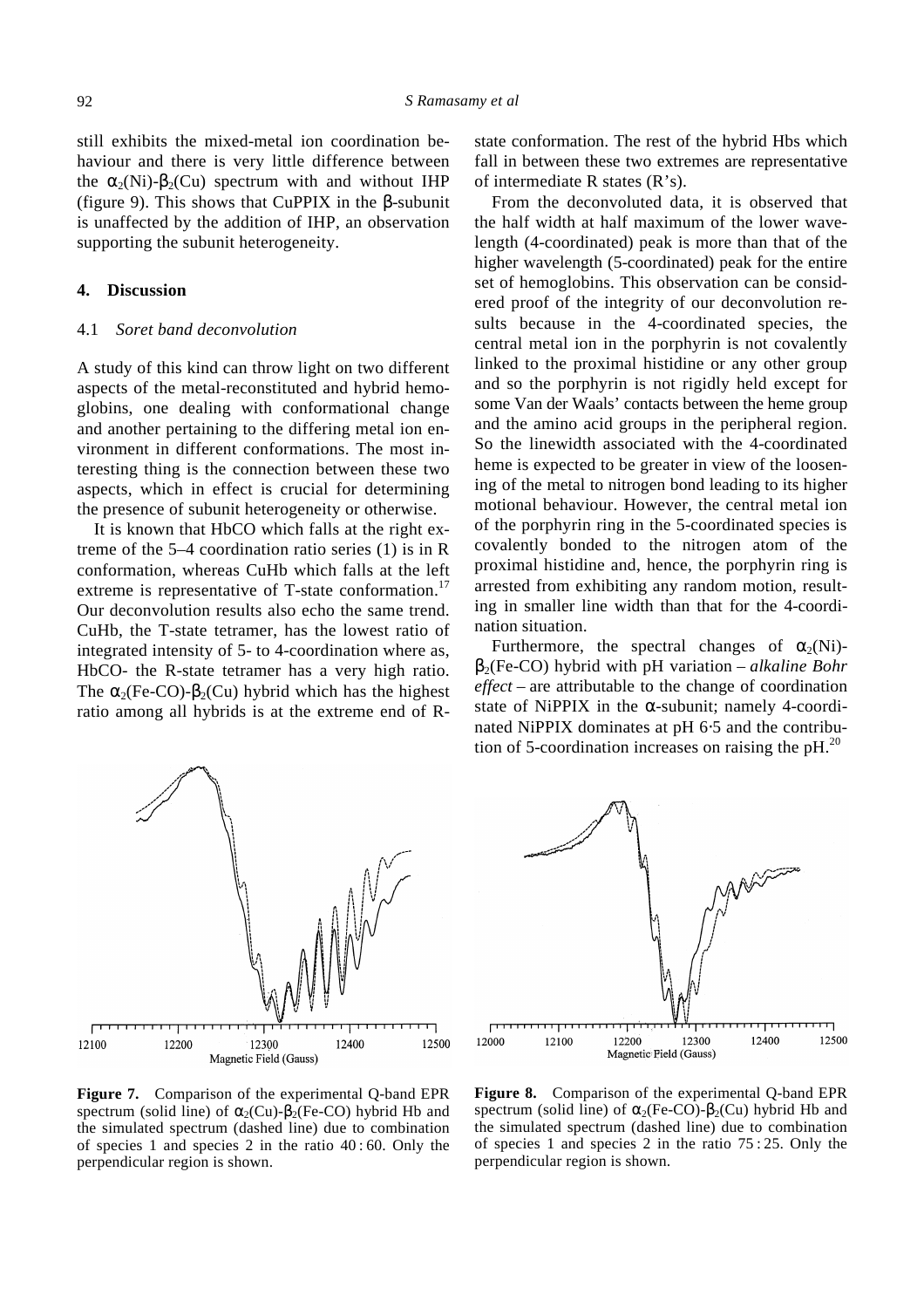still exhibits the mixed-metal ion coordination behaviour and there is very little difference between the $\alpha_2$(Ni)-$\beta_2$(Cu) spectrum with and without IHP (figure 9). This shows that CuPPIX in the $\beta$-subunit is unaffected by the addition of IHP, an observation supporting the subunit heterogeneity.

## 4. Discussion

### 4.1 *Soret band deconvolution*

A study of this kind can throw light on two different aspects of the metal-reconstituted and hybrid hemoglobins, one dealing with conformational change and another pertaining to the differing metal ion environment in different conformations. The most interesting thing is the connection between these two aspects, which in effect is crucial for determining the presence of subunit heterogeneity or otherwise.

It is known that HbCO which falls at the right extreme of the 5–4 coordination ratio series (1) is in R conformation, whereas CuHb which falls at the left extreme is representative of T-state conformation.[17] Our deconvolution results also echo the same trend. CuHb, the T-state tetramer, has the lowest ratio of integrated intensity of 5- to 4-coordination where as, HbCO- the R-state tetramer has a very high ratio. The $\alpha_2$(Fe-CO)-$\beta_2$(Cu) hybrid which has the highest ratio among all hybrids is at the extreme end of R-state conformation. The rest of the hybrid Hbs which fall in between these two extremes are representative of intermediate R states (R's).

From the deconvoluted data, it is observed that the half width at half maximum of the lower wavelength (4-coordinated) peak is more than that of the higher wavelength (5-coordinated) peak for the entire set of hemoglobins. This observation can be considered proof of the integrity of our deconvolution results because in the 4-coordinated species, the central metal ion in the porphyrin is not covalently linked to the proximal histidine or any other group and so the porphyrin is not rigidly held except for some Van der Waals' contacts between the heme group and the amino acid groups in the peripheral region. So the linewidth associated with the 4-coordinated heme is expected to be greater in view of the loosening of the metal to nitrogen bond leading to its higher motional behaviour. However, the central metal ion of the porphyrin ring in the 5-coordinated species is covalently bonded to the nitrogen atom of the proximal histidine and, hence, the porphyrin ring is arrested from exhibiting any random motion, resulting in smaller line width than that for the 4-coordination situation.

Furthermore, the spectral changes of $\alpha_2$(Ni)-$\beta_2$(Fe-CO) hybrid with pH variation – *alkaline Bohr effect* – are attributable to the change of coordination state of NiPPIX in the $\alpha$-subunit; namely 4-coordinated NiPPIX dominates at pH 6·5 and the contribution of 5-coordination increases on raising the pH.[20]

**Figure 7.** Comparison of the experimental Q-band EPR spectrum (solid line) of $\alpha_2$(Cu)-$\beta_2$(Fe-CO) hybrid Hb and the simulated spectrum (dashed line) due to combination of species 1 and species 2 in the ratio 40 : 60. Only the perpendicular region is shown.

**Figure 8.** Comparison of the experimental Q-band EPR spectrum (solid line) of $\alpha_2$(Fe-CO)-$\beta_2$(Cu) hybrid Hb and the simulated spectrum (dashed line) due to combination of species 1 and species 2 in the ratio 75 : 25. Only the perpendicular region is shown.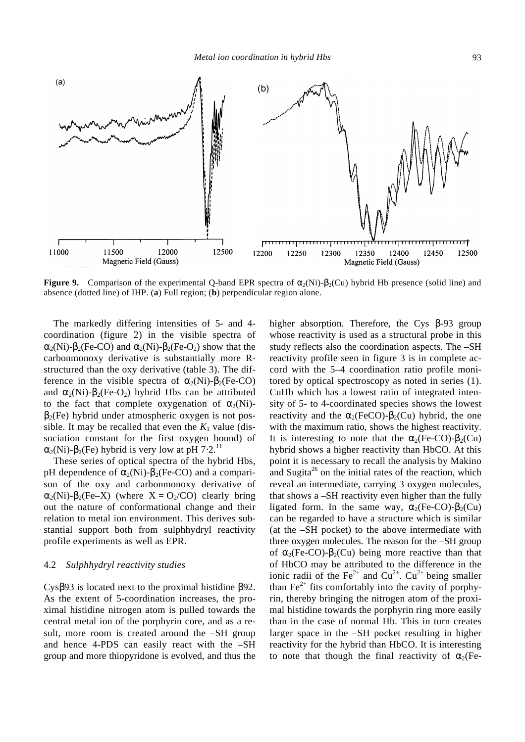**Figure 9.** Comparison of the experimental Q-band EPR spectra of $\alpha_2$(Ni)-$\beta_2$(Cu) hybrid Hb presence (solid line) and absence (dotted line) of IHP. (**a**) Full region; (**b**) perpendicular region alone.

The markedly differing intensities of 5- and 4-coordination (figure 2) in the visible spectra of $\alpha_2$(Ni)-$\beta_2$(Fe-CO) and $\alpha_2$(Ni)-$\beta_2$(Fe-$O_2$) show that the carbonmonoxy derivative is substantially more R-structured than the oxy derivative (table 3). The difference in the visible spectra of $\alpha_2$(Ni)-$\beta_2$(Fe-CO) and $\alpha_2$(Ni)-$\beta_2$(Fe-$O_2$) hybrid Hbs can be attributed to the fact that complete oxygenation of $\alpha_2$(Ni)-$\beta_2$(Fe) hybrid under atmospheric oxygen is not possible. It may be recalled that even the $K_1$ value (dissociation constant for the first oxygen bound) of $\alpha_2$(Ni)-$\beta_2$(Fe) hybrid is very low at pH 7·2.[11]

These series of optical spectra of the hybrid Hbs, pH dependence of $\alpha_2$(Ni)-$\beta_2$(Fe-CO) and a comparison of the oxy and carbonmonoxy derivative of $\alpha_2$(Ni)-$\beta_2$(Fe–X) (where X = $O_2$/CO) clearly bring out the nature of conformational change and their relation to metal ion environment. This derives substantial support both from sulphhydryl reactivity profile experiments as well as EPR.

### 4.2 *Sulphhydryl reactivity studies*

Cys$\beta$93 is located next to the proximal histidine $\beta$92. As the extent of 5-coordination increases, the proximal histidine nitrogen atom is pulled towards the central metal ion of the porphyrin core, and as a result, more room is created around the –SH group and hence 4-PDS can easily react with the –SH group and more thiopyridone is evolved, and thus the higher absorption. Therefore, the Cys $\beta$-93 group whose reactivity is used as a structural probe in this study reflects also the coordination aspects. The –SH reactivity profile seen in figure 3 is in complete accord with the 5–4 coordination ratio profile monitored by optical spectroscopy as noted in series (1). CuHb which has a lowest ratio of integrated intensity of 5- to 4-coordinated species shows the lowest reactivity and the $\alpha_2$(FeCO)-$\beta_2$(Cu) hybrid, the one with the maximum ratio, shows the highest reactivity. It is interesting to note that the $\alpha_2$(Fe-CO)-$\beta_2$(Cu) hybrid shows a higher reactivity than HbCO. At this point it is necessary to recall the analysis by Makino and Sugita[26] on the initial rates of the reaction, which reveal an intermediate, carrying 3 oxygen molecules, that shows a –SH reactivity even higher than the fully ligated form. In the same way, $\alpha_2$(Fe-CO)-$\beta_2$(Cu) can be regarded to have a structure which is similar (at the –SH pocket) to the above intermediate with three oxygen molecules. The reason for the –SH group of $\alpha_2$(Fe-CO)-$\beta_2$(Cu) being more reactive than that of HbCO may be attributed to the difference in the ionic radii of the $Fe^{2+}$ and $Cu^{2+}$. $Cu^{2+}$ being smaller than $Fe^{2+}$ fits comfortably into the cavity of porphyrin, thereby bringing the nitrogen atom of the proximal histidine towards the porphyrin ring more easily than in the case of normal Hb. This in turn creates larger space in the –SH pocket resulting in higher reactivity for the hybrid than HbCO. It is interesting to note that though the final reactivity of $\alpha_2$(Fe-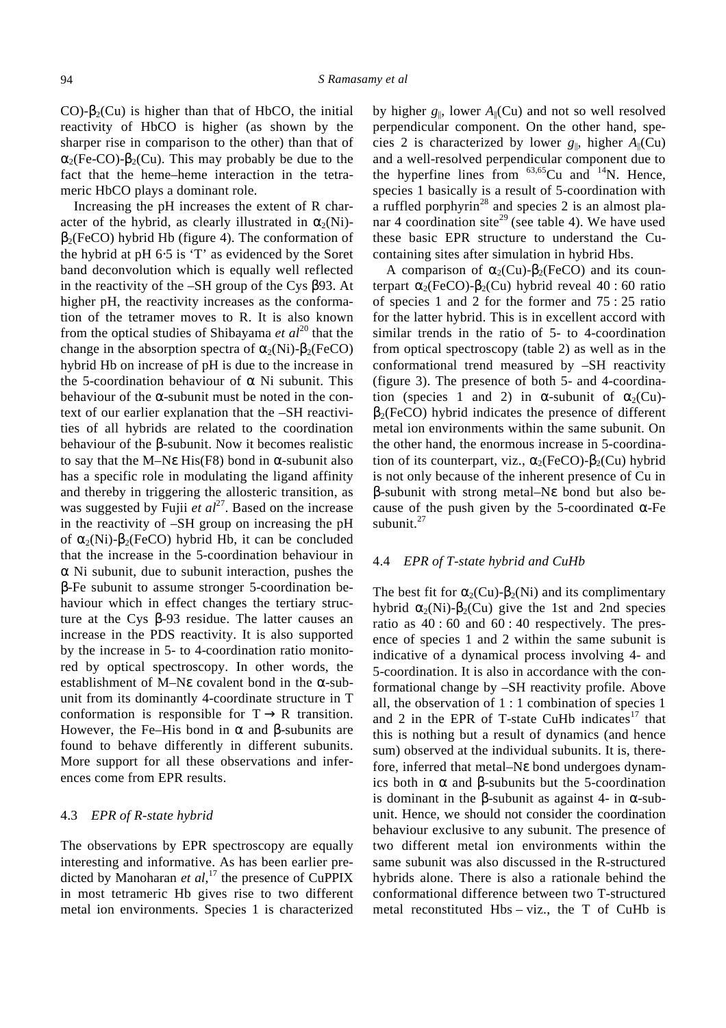CO)-$\beta_2$(Cu) is higher than that of HbCO, the initial reactivity of HbCO is higher (as shown by the sharper rise in comparison to the other) than that of $\alpha_2$(Fe-CO)-$\beta_2$(Cu). This may probably be due to the fact that the heme–heme interaction in the tetrameric HbCO plays a dominant role.

Increasing the pH increases the extent of R character of the hybrid, as clearly illustrated in $\alpha_2$(Ni)-$\beta_2$(FeCO) hybrid Hb (figure 4). The conformation of the hybrid at pH 6·5 is 'T' as evidenced by the Soret band deconvolution which is equally well reflected in the reactivity of the –SH group of the Cys $\beta$93. At higher pH, the reactivity increases as the conformation of the tetramer moves to R. It is also known from the optical studies of Shibayama *et al*[20] that the change in the absorption spectra of $\alpha_2$(Ni)-$\beta_2$(FeCO) hybrid Hb on increase of pH is due to the increase in the 5-coordination behaviour of $\alpha$ Ni subunit. This behaviour of the $\alpha$-subunit must be noted in the context of our earlier explanation that the –SH reactivities of all hybrids are related to the coordination behaviour of the $\beta$-subunit. Now it becomes realistic to say that the M–N$\varepsilon$ His(F8) bond in $\alpha$-subunit also has a specific role in modulating the ligand affinity and thereby in triggering the allosteric transition, as was suggested by Fujii *et al*[27]. Based on the increase in the reactivity of –SH group on increasing the pH of $\alpha_2$(Ni)-$\beta_2$(FeCO) hybrid Hb, it can be concluded that the increase in the 5-coordination behaviour in $\alpha$ Ni subunit, due to subunit interaction, pushes the $\beta$-Fe subunit to assume stronger 5-coordination behaviour which in effect changes the tertiary structure at the Cys $\beta$-93 residue. The latter causes an increase in the PDS reactivity. It is also supported by the increase in 5- to 4-coordination ratio monitored by optical spectroscopy. In other words, the establishment of M–N$\varepsilon$ covalent bond in the $\alpha$-subunit from its dominantly 4-coordinate structure in T conformation is responsible for T $\rightarrow$ R transition. However, the Fe–His bond in $\alpha$ and $\beta$-subunits are found to behave differently in different subunits. More support for all these observations and inferences come from EPR results.

### 4.3 *EPR of R-state hybrid*

The observations by EPR spectroscopy are equally interesting and informative. As has been earlier predicted by Manoharan *et al*,[17] the presence of CuPPIX in most tetrameric Hb gives rise to two different metal ion environments. Species 1 is characterized by higher $g_{\parallel}$, lower $A_{\parallel}$(Cu) and not so well resolved perpendicular component. On the other hand, species 2 is characterized by lower $g_{\parallel}$, higher $A_{\parallel}$(Cu) and a well-resolved perpendicular component due to the hyperfine lines from $^{63,65}$Cu and $^{14}$N. Hence, species 1 basically is a result of 5-coordination with a ruffled porphyrin[28] and species 2 is an almost planar 4 coordination site[29] (see table 4). We have used these basic EPR structure to understand the Cu-containing sites after simulation in hybrid Hbs.

A comparison of $\alpha_2$(Cu)-$\beta_2$(FeCO) and its counterpart $\alpha_2$(FeCO)-$\beta_2$(Cu) hybrid reveal 40 : 60 ratio of species 1 and 2 for the former and 75 : 25 ratio for the latter hybrid. This is in excellent accord with similar trends in the ratio of 5- to 4-coordination from optical spectroscopy (table 2) as well as in the conformational trend measured by –SH reactivity (figure 3). The presence of both 5- and 4-coordination (species 1 and 2) in $\alpha$-subunit of $\alpha_2$(Cu)-$\beta_2$(FeCO) hybrid indicates the presence of different metal ion environments within the same subunit. On the other hand, the enormous increase in 5-coordination of its counterpart, viz., $\alpha_2$(FeCO)-$\beta_2$(Cu) hybrid is not only because of the inherent presence of Cu in $\beta$-subunit with strong metal–N$\varepsilon$ bond but also because of the push given by the 5-coordinated $\alpha$-Fe subunit.[27]

### 4.4 *EPR of T-state hybrid and CuHb*

The best fit for $\alpha_2$(Cu)-$\beta_2$(Ni) and its complimentary hybrid $\alpha_2$(Ni)-$\beta_2$(Cu) give the 1st and 2nd species ratio as 40 : 60 and 60 : 40 respectively. The presence of species 1 and 2 within the same subunit is indicative of a dynamical process involving 4- and 5-coordination. It is also in accordance with the conformational change by –SH reactivity profile. Above all, the observation of 1 : 1 combination of species 1 and 2 in the EPR of T-state CuHb indicates[17] that this is nothing but a result of dynamics (and hence sum) observed at the individual subunits. It is, therefore, inferred that metal–N$\varepsilon$ bond undergoes dynamics both in $\alpha$ and $\beta$-subunits but the 5-coordination is dominant in the $\beta$-subunit as against 4- in $\alpha$-subunit. Hence, we should not consider the coordination behaviour exclusive to any subunit. The presence of two different metal ion environments within the same subunit was also discussed in the R-structured hybrids alone. There is also a rationale behind the conformational difference between two T-structured metal reconstituted Hbs – viz., the T of CuHb is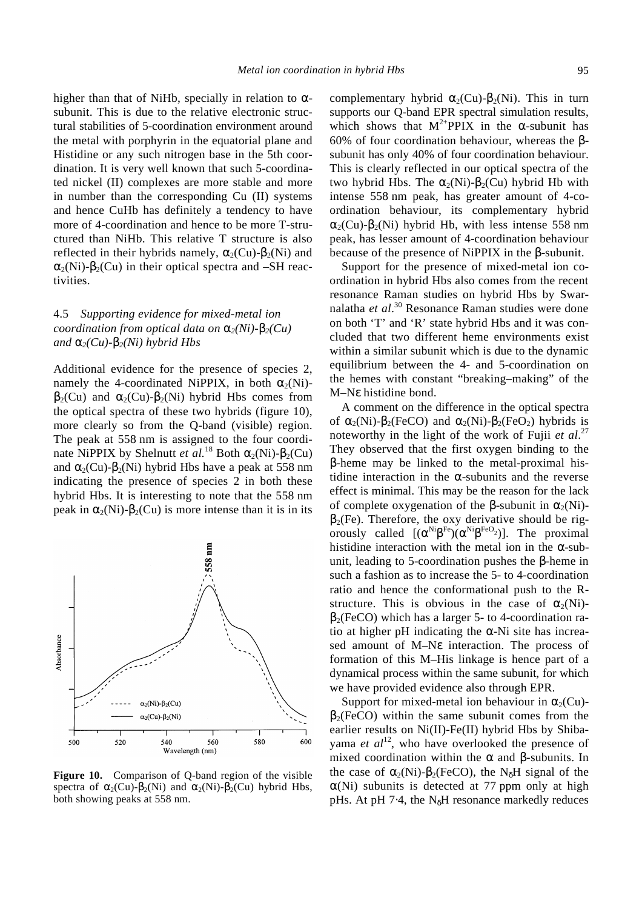higher than that of NiHb, specially in relation to α-subunit. This is due to the relative electronic structural stabilities of 5-coordination environment around the metal with porphyrin in the equatorial plane and Histidine or any such nitrogen base in the 5th coordination. It is very well known that such 5-coordinated nickel (II) complexes are more stable and more in number than the corresponding Cu (II) systems and hence CuHb has definitely a tendency to have more of 4-coordination and hence to be more T-structured than NiHb. This relative T structure is also reflected in their hybrids namely, $\alpha_2$(Cu)-$\beta_2$(Ni) and $\alpha_2$(Ni)-$\beta_2$(Cu) in their optical spectra and –SH reactivities.

### 4.5 *Supporting evidence for mixed-metal ion coordination from optical data on $\alpha_2$(Ni)-$\beta_2$(Cu) and $\alpha_2$(Cu)-$\beta_2$(Ni) hybrid Hbs*

Additional evidence for the presence of species 2, namely the 4-coordinated NiPPIX, in both $\alpha_2$(Ni)-$\beta_2$(Cu) and $\alpha_2$(Cu)-$\beta_2$(Ni) hybrid Hbs comes from the optical spectra of these two hybrids (figure 10), more clearly so from the Q-band (visible) region. The peak at 558 nm is assigned to the four coordinate NiPPIX by Shelnutt *et al.*[18] Both $\alpha_2$(Ni)-$\beta_2$(Cu) and $\alpha_2$(Cu)-$\beta_2$(Ni) hybrid Hbs have a peak at 558 nm indicating the presence of species 2 in both these hybrid Hbs. It is interesting to note that the 558 nm peak in $\alpha_2$(Ni)-$\beta_2$(Cu) is more intense than it is in its complementary hybrid $\alpha_2$(Cu)-$\beta_2$(Ni). This in turn supports our Q-band EPR spectral simulation results, which shows that $M^{2+}$PPIX in the α-subunit has 60% of four coordination behaviour, whereas the β-subunit has only 40% of four coordination behaviour. This is clearly reflected in our optical spectra of the two hybrid Hbs. The $\alpha_2$(Ni)-$\beta_2$(Cu) hybrid Hb with intense 558 nm peak, has greater amount of 4-coordination behaviour, its complementary hybrid $\alpha_2$(Cu)-$\beta_2$(Ni) hybrid Hb, with less intense 558 nm peak, has lesser amount of 4-coordination behaviour because of the presence of NiPPIX in the β-subunit.

**Figure 10.** Comparison of Q-band region of the visible spectra of $\alpha_2$(Cu)-$\beta_2$(Ni) and $\alpha_2$(Ni)-$\beta_2$(Cu) hybrid Hbs, both showing peaks at 558 nm.

Support for the presence of mixed-metal ion coordination in hybrid Hbs also comes from the recent resonance Raman studies on hybrid Hbs by Swarnalatha *et al*.[30] Resonance Raman studies were done on both 'T' and 'R' state hybrid Hbs and it was concluded that two different heme environments exist within a similar subunit which is due to the dynamic equilibrium between the 4- and 5-coordination on the hemes with constant "breaking–making" of the M–Nε histidine bond.

A comment on the difference in the optical spectra of $\alpha_2$(Ni)-$\beta_2$(FeCO) and $\alpha_2$(Ni)-$\beta_2$($FeO_2$) hybrids is noteworthy in the light of the work of Fujii *et al*.[27] They observed that the first oxygen binding to the β-heme may be linked to the metal-proximal histidine interaction in the α-subunits and the reverse effect is minimal. This may be the reason for the lack of complete oxygenation of the β-subunit in $\alpha_2$(Ni)-$\beta_2$(Fe). Therefore, the oxy derivative should be rigorously called $[(\alpha^{Ni}\beta^{Fe})(\alpha^{Ni}\beta^{FeO_2})]$. The proximal histidine interaction with the metal ion in the α-subunit, leading to 5-coordination pushes the β-heme in such a fashion as to increase the 5- to 4-coordination ratio and hence the conformational push to the R-structure. This is obvious in the case of $\alpha_2$(Ni)-$\beta_2$(FeCO) which has a larger 5- to 4-coordination ratio at higher pH indicating the α-Ni site has increased amount of M–Nε interaction. The process of formation of this M–His linkage is hence part of a dynamical process within the same subunit, for which we have provided evidence also through EPR.

Support for mixed-metal ion behaviour in $\alpha_2$(Cu)-$\beta_2$(FeCO) within the same subunit comes from the earlier results on Ni(II)-Fe(II) hybrid Hbs by Shibayama *et al*[12], who have overlooked the presence of mixed coordination within the α and β-subunits. In the case of $\alpha_2$(Ni)-$\beta_2$(FeCO), the $N_\delta$H signal of the α(Ni) subunits is detected at 77 ppm only at high pHs. At pH 7·4, the $N_\delta$H resonance markedly reduces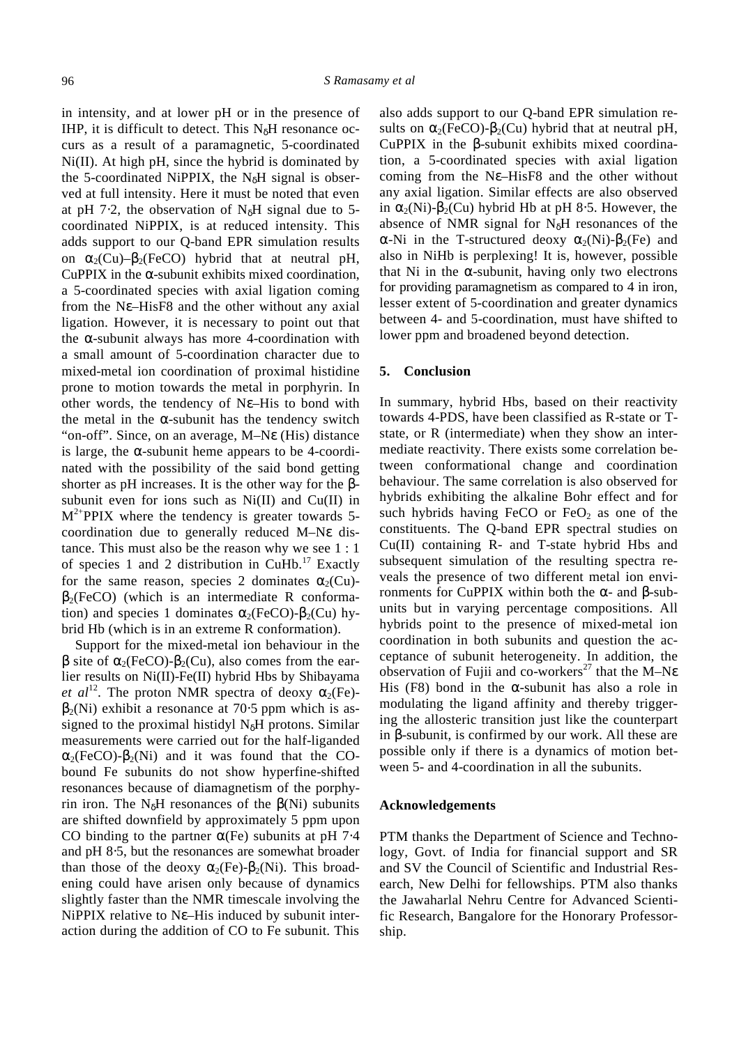in intensity, and at lower pH or in the presence of IHP, it is difficult to detect. This $N_\delta H$ resonance occurs as a result of a paramagnetic, 5-coordinated Ni(II). At high pH, since the hybrid is dominated by the 5-coordinated NiPPIX, the $N_\delta H$ signal is observed at full intensity. Here it must be noted that even at pH 7·2, the observation of $N_\delta H$ signal due to 5-coordinated NiPPIX, is at reduced intensity. This adds support to our Q-band EPR simulation results on $\alpha_2$(Cu)–$\beta_2$(FeCO) hybrid that at neutral pH, CuPPIX in the α-subunit exhibits mixed coordination, a 5-coordinated species with axial ligation coming from the Nε–HisF8 and the other without any axial ligation. However, it is necessary to point out that the α-subunit always has more 4-coordination with a small amount of 5-coordination character due to mixed-metal ion coordination of proximal histidine prone to motion towards the metal in porphyrin. In other words, the tendency of Nε–His to bond with the metal in the α-subunit has the tendency switch "on-off". Since, on an average, M–Nε (His) distance is large, the α-subunit heme appears to be 4-coordinated with the possibility of the said bond getting shorter as pH increases. It is the other way for the β-subunit even for ions such as Ni(II) and Cu(II) in $M^{2+}$PPIX where the tendency is greater towards 5-coordination due to generally reduced M–Nε distance. This must also be the reason why we see 1 : 1 of species 1 and 2 distribution in CuHb.[17] Exactly for the same reason, species 2 dominates $\alpha_2$(Cu)-$\beta_2$(FeCO) (which is an intermediate R conformation) and species 1 dominates $\alpha_2$(FeCO)-$\beta_2$(Cu) hybrid Hb (which is in an extreme R conformation).

Support for the mixed-metal ion behaviour in the β site of $\alpha_2$(FeCO)-$\beta_2$(Cu), also comes from the earlier results on Ni(II)-Fe(II) hybrid Hbs by Shibayama *et al*[12]. The proton NMR spectra of deoxy $\alpha_2$(Fe)-$\beta_2$(Ni) exhibit a resonance at 70·5 ppm which is assigned to the proximal histidyl $N_\delta H$ protons. Similar measurements were carried out for the half-liganded $\alpha_2$(FeCO)-$\beta_2$(Ni) and it was found that the CO-bound Fe subunits do not show hyperfine-shifted resonances because of diamagnetism of the porphyrin iron. The $N_\delta H$ resonances of the β(Ni) subunits are shifted downfield by approximately 5 ppm upon CO binding to the partner α(Fe) subunits at pH 7·4 and pH 8·5, but the resonances are somewhat broader than those of the deoxy $\alpha_2$(Fe)-$\beta_2$(Ni). This broadening could have arisen only because of dynamics slightly faster than the NMR timescale involving the NiPPIX relative to Nε–His induced by subunit interaction during the addition of CO to Fe subunit. This also adds support to our Q-band EPR simulation results on $\alpha_2$(FeCO)-$\beta_2$(Cu) hybrid that at neutral pH, CuPPIX in the β-subunit exhibits mixed coordination, a 5-coordinated species with axial ligation coming from the Nε–HisF8 and the other without any axial ligation. Similar effects are also observed in $\alpha_2$(Ni)-$\beta_2$(Cu) hybrid Hb at pH 8·5. However, the absence of NMR signal for $N_\delta H$ resonances of the α-Ni in the T-structured deoxy $\alpha_2$(Ni)-$\beta_2$(Fe) and also in NiHb is perplexing! It is, however, possible that Ni in the α-subunit, having only two electrons for providing paramagnetism as compared to 4 in iron, lesser extent of 5-coordination and greater dynamics between 4- and 5-coordination, must have shifted to lower ppm and broadened beyond detection.

## 5. Conclusion

In summary, hybrid Hbs, based on their reactivity towards 4-PDS, have been classified as R-state or T-state, or R (intermediate) when they show an intermediate reactivity. There exists some correlation between conformational change and coordination behaviour. The same correlation is also observed for hybrids exhibiting the alkaline Bohr effect and for such hybrids having FeCO or $FeO_2$ as one of the constituents. The Q-band EPR spectral studies on Cu(II) containing R- and T-state hybrid Hbs and subsequent simulation of the resulting spectra reveals the presence of two different metal ion environments for CuPPIX within both the α- and β-subunits but in varying percentage compositions. All hybrids point to the presence of mixed-metal ion coordination in both subunits and question the acceptance of subunit heterogeneity. In addition, the observation of Fujii and co-workers[27] that the M–Nε His (F8) bond in the α-subunit has also a role in modulating the ligand affinity and thereby triggering the allosteric transition just like the counterpart in β-subunit, is confirmed by our work. All these are possible only if there is a dynamics of motion between 5- and 4-coordination in all the subunits.

## Acknowledgements

PTM thanks the Department of Science and Technology, Govt. of India for financial support and SR and SV the Council of Scientific and Industrial Research, New Delhi for fellowships. PTM also thanks the Jawaharlal Nehru Centre for Advanced Scientific Research, Bangalore for the Honorary Professorship.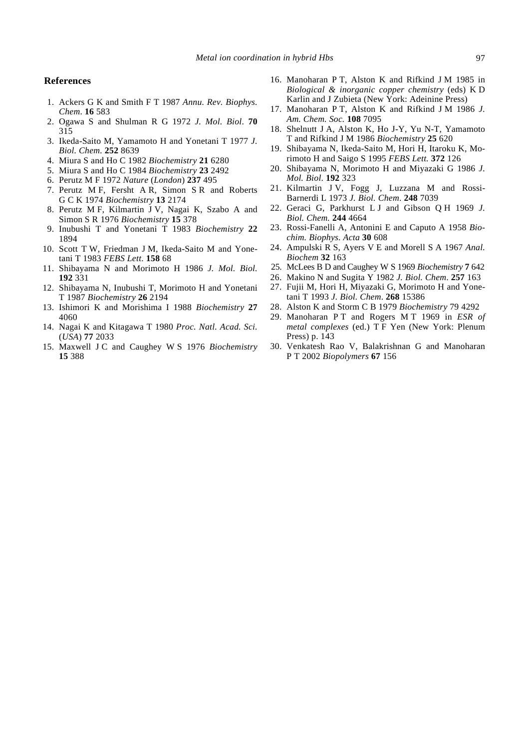## References

1. Ackers G K and Smith F T 1987 *Annu. Rev. Biophys. Chem*. **16** 583
2. Ogawa S and Shulman R G 1972 *J. Mol. Biol*. **70** 315
3. Ikeda-Saito M, Yamamoto H and Yonetani T 1977 *J. Biol. Chem.* **252** 8639
4. Miura S and Ho C 1982 *Biochemistry* **21** 6280
5. Miura S and Ho C 1984 *Biochemistry* **23** 2492
6. Perutz M F 1972 *Nature* (*London*) **237** 495
7. Perutz M F, Fersht A R, Simon S R and Roberts G C K 1974 *Biochemistry* **13** 2174
8. Perutz M F, Kilmartin J V, Nagai K, Szabo A and Simon S R 1976 *Biochemistry* **15** 378
9. Inubushi T and Yonetani T 1983 *Biochemistry* **22** 1894
10. Scott T W, Friedman J M, Ikeda-Saito M and Yonetani T 1983 *FEBS Lett.* **158** 68
11. Shibayama N and Morimoto H 1986 *J. Mol. Biol.* **192** 331
12. Shibayama N, Inubushi T, Morimoto H and Yonetani T 1987 *Biochemistry* **26** 2194
13. Ishimori K and Morishima I 1988 *Biochemistry* **27** 4060
14. Nagai K and Kitagawa T 1980 *Proc. Natl. Acad. Sci.* (*USA*) **77** 2033
15. Maxwell J C and Caughey W S 1976 *Biochemistry* **15** 388
16. Manoharan P T, Alston K and Rifkind J M 1985 in *Biological & inorganic copper chemistry* (eds) K D Karlin and J Zubieta (New York: Adeinine Press)
17. Manoharan P T, Alston K and Rifkind J M 1986 *J. Am. Chem. Soc.* **108** 7095
18. Shelnutt J A, Alston K, Ho J-Y, Yu N-T, Yamamoto T and Rifkind J M 1986 *Biochemistry* **25** 620
19. Shibayama N, Ikeda-Saito M, Hori H, Itaroku K, Morimoto H and Saigo S 1995 *FEBS Lett.* **372** 126
20. Shibayama N, Morimoto H and Miyazaki G 1986 *J. Mol. Biol.* **192** 323
21. Kilmartin J V, Fogg J, Luzzana M and Rossi-Barnerdi L 1973 *J. Biol. Chem*. **248** 7039
22. Geraci G, Parkhurst L J and Gibson Q H 1969 *J. Biol. Chem.* **244** 4664
23. Rossi-Fanelli A, Antonini E and Caputo A 1958 *Biochim. Biophys. Acta* **30** 608
24. Ampulski R S, Ayers V E and Morell S A 1967 *Anal. Biochem* **32** 163
25. McLees B D and Caughey W S 1969 *Biochemistry* **7** 642
26. Makino N and Sugita Y 1982 *J. Biol. Chem*. **257** 163
27. Fujii M, Hori H, Miyazaki G, Morimoto H and Yonetani T 1993 *J. Biol. Chem*. **268** 15386
28. Alston K and Storm C B 1979 *Biochemistry* 79 4292
29. Manoharan P T and Rogers M T 1969 in *ESR of metal complexes* (ed.) T F Yen (New York: Plenum Press) p. 143
30. Venkatesh Rao V, Balakrishnan G and Manoharan P T 2002 *Biopolymers* **67** 156